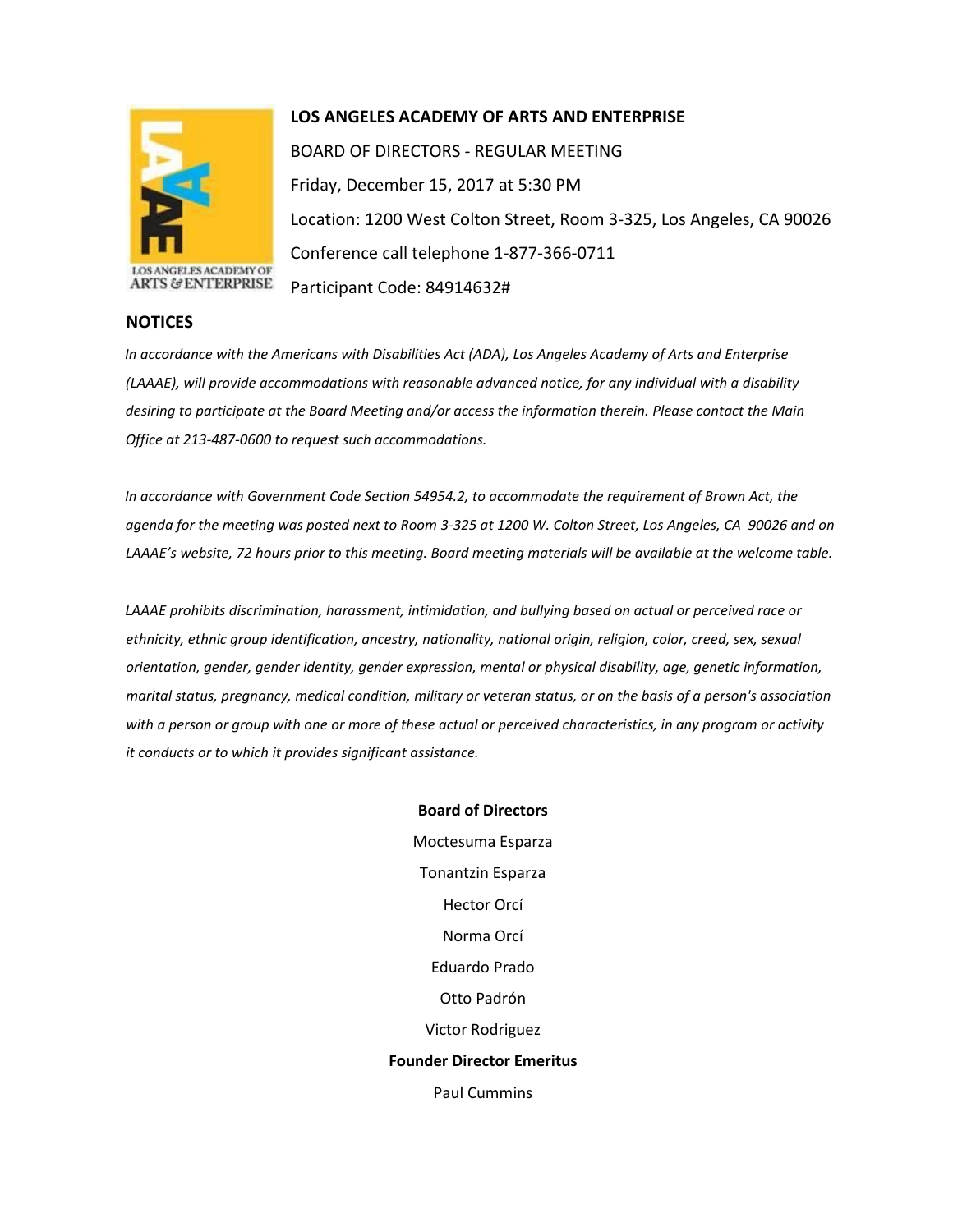**LOS ANGELES ACADEMY OF ARTS AND ENTERPRISE**

BOARD OF DIRECTORS - REGULAR MEETING

Friday, December 15, 2017 at 5:30 PM

Location: 1200 West Colton Street, Room 3-325, Los Angeles, CA 90026

Conference call telephone 1-877-366-0711

Participant Code: 84914632#

## NOTICES

*In accordance with the Americans with Disabilities Act (ADA), Los Angeles Academy of Arts and Enterprise (LAAAE), will provide accommodations with reasonable advanced notice, for any individual with a disability desiring to participate at the Board Meeting and/or access the information therein. Please contact the Main Office at 213-487-0600 to request such accommodations.*

*In accordance with Government Code Section 54954.2, to accommodate the requirement of Brown Act, the agenda for the meeting was posted next to Room 3-325 at 1200 W. Colton Street, Los Angeles, CA 90026 and on LAAAE's website, 72 hours prior to this meeting. Board meeting materials will be available at the welcome table.*

*LAAAE prohibits discrimination, harassment, intimidation, and bullying based on actual or perceived race or ethnicity, ethnic group identification, ancestry, nationality, national origin, religion, color, creed, sex, sexual orientation, gender, gender identity, gender expression, mental or physical disability, age, genetic information, marital status, pregnancy, medical condition, military or veteran status, or on the basis of a person's association with a person or group with one or more of these actual or perceived characteristics, in any program or activity it conducts or to which it provides significant assistance.*

**Board of Directors**

Moctesuma Esparza

Tonantzin Esparza

Hector Orcí

Norma Orcí

Eduardo Prado

Otto Padrón

Victor Rodriguez

**Founder Director Emeritus**

Paul Cummins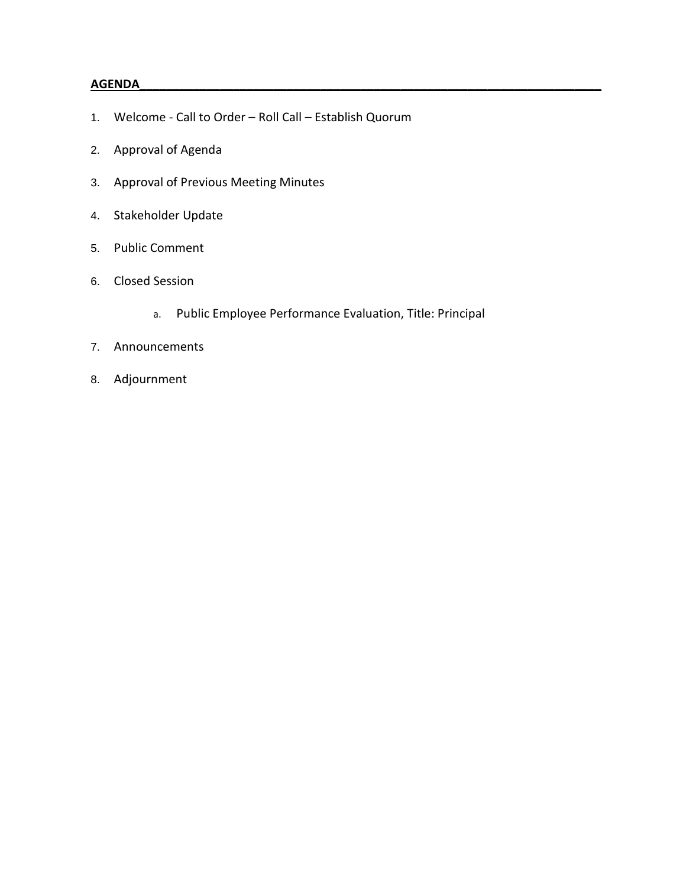**AGENDA**

1. Welcome - Call to Order – Roll Call – Establish Quorum
2. Approval of Agenda
3. Approval of Previous Meeting Minutes
4. Stakeholder Update
5. Public Comment
6. Closed Session
    a. Public Employee Performance Evaluation, Title: Principal
7. Announcements
8. Adjournment